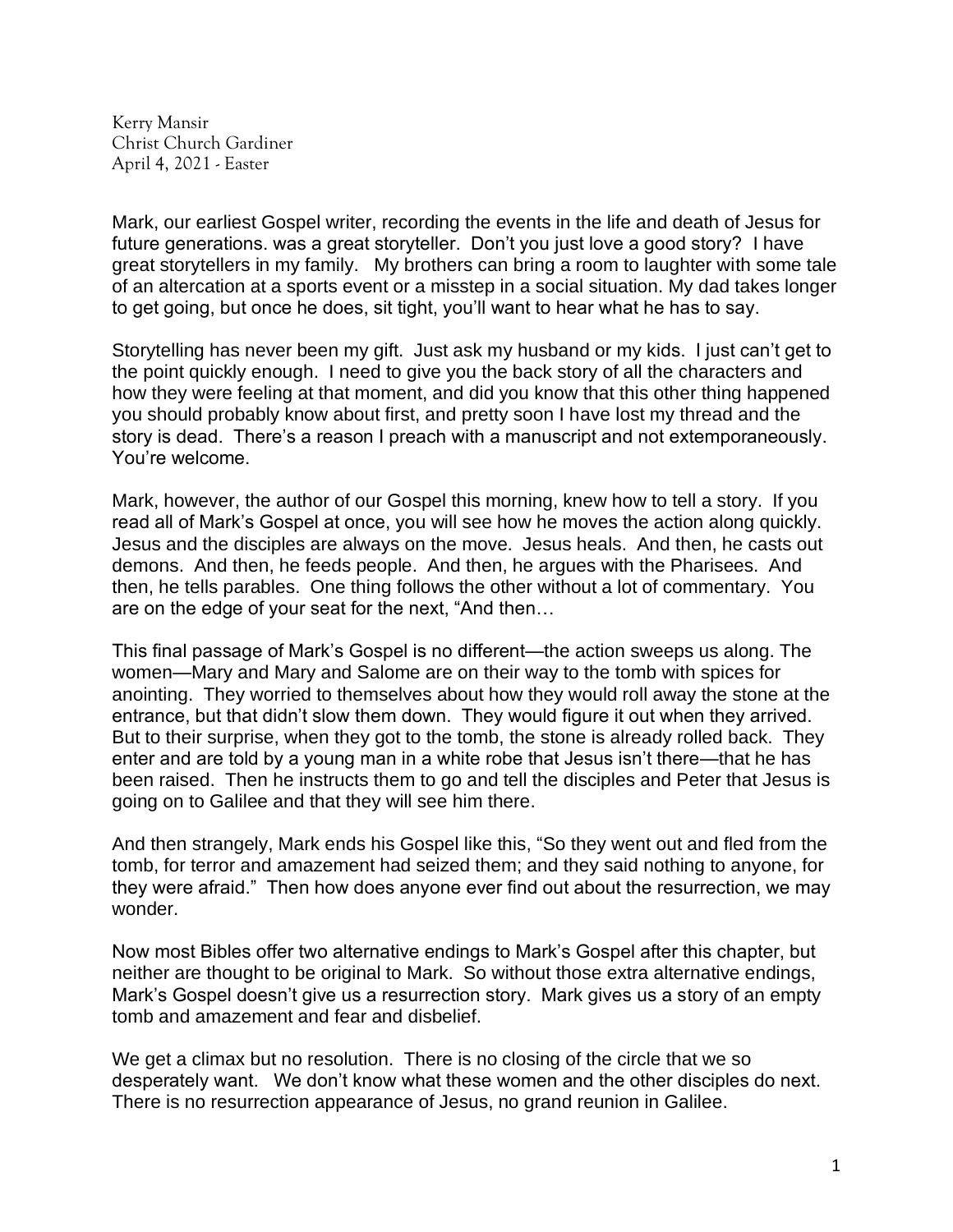Kerry Mansir
Christ Church Gardiner
April 4, 2021 - Easter

Mark, our earliest Gospel writer, recording the events in the life and death of Jesus for future generations. was a great storyteller. Don't you just love a good story? I have great storytellers in my family. My brothers can bring a room to laughter with some tale of an altercation at a sports event or a misstep in a social situation. My dad takes longer to get going, but once he does, sit tight, you'll want to hear what he has to say.

Storytelling has never been my gift. Just ask my husband or my kids. I just can't get to the point quickly enough. I need to give you the back story of all the characters and how they were feeling at that moment, and did you know that this other thing happened you should probably know about first, and pretty soon I have lost my thread and the story is dead. There's a reason I preach with a manuscript and not extemporaneously. You're welcome.

Mark, however, the author of our Gospel this morning, knew how to tell a story. If you read all of Mark's Gospel at once, you will see how he moves the action along quickly. Jesus and the disciples are always on the move. Jesus heals. And then, he casts out demons. And then, he feeds people. And then, he argues with the Pharisees. And then, he tells parables. One thing follows the other without a lot of commentary. You are on the edge of your seat for the next, "And then…

This final passage of Mark's Gospel is no different—the action sweeps us along. The women—Mary and Mary and Salome are on their way to the tomb with spices for anointing. They worried to themselves about how they would roll away the stone at the entrance, but that didn't slow them down. They would figure it out when they arrived. But to their surprise, when they got to the tomb, the stone is already rolled back. They enter and are told by a young man in a white robe that Jesus isn't there—that he has been raised. Then he instructs them to go and tell the disciples and Peter that Jesus is going on to Galilee and that they will see him there.

And then strangely, Mark ends his Gospel like this, "So they went out and fled from the tomb, for terror and amazement had seized them; and they said nothing to anyone, for they were afraid." Then how does anyone ever find out about the resurrection, we may wonder.

Now most Bibles offer two alternative endings to Mark's Gospel after this chapter, but neither are thought to be original to Mark. So without those extra alternative endings, Mark's Gospel doesn't give us a resurrection story. Mark gives us a story of an empty tomb and amazement and fear and disbelief.

We get a climax but no resolution. There is no closing of the circle that we so desperately want. We don't know what these women and the other disciples do next. There is no resurrection appearance of Jesus, no grand reunion in Galilee.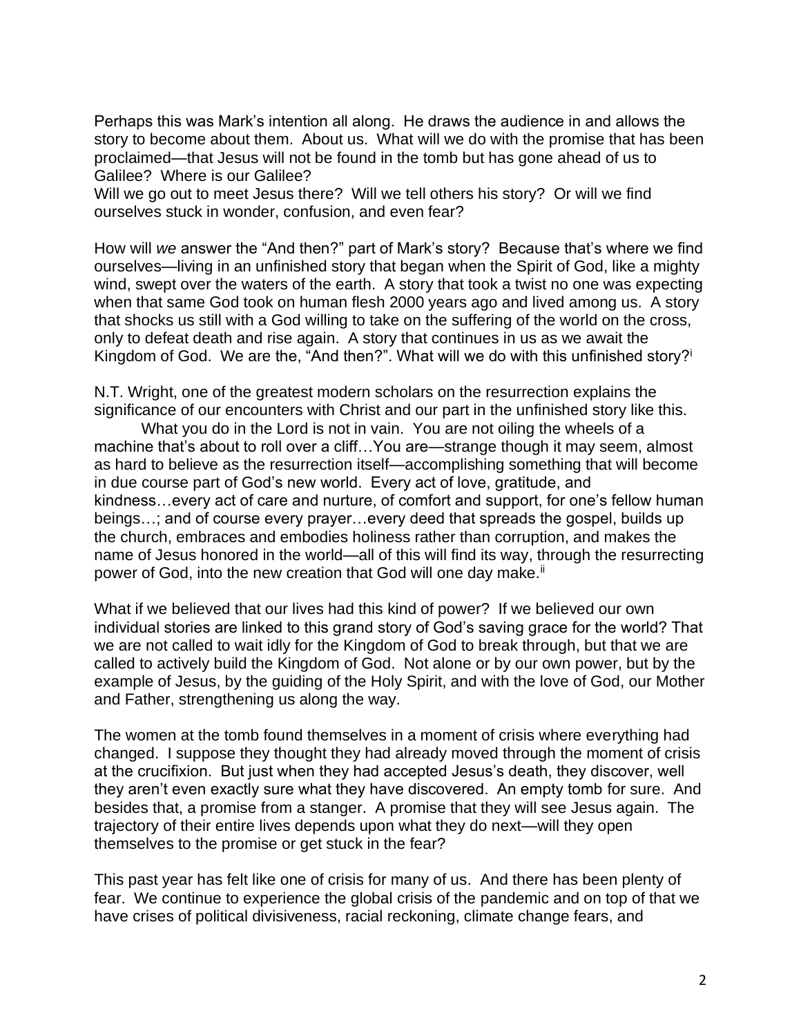Perhaps this was Mark's intention all along. He draws the audience in and allows the story to become about them. About us. What will we do with the promise that has been proclaimed—that Jesus will not be found in the tomb but has gone ahead of us to Galilee? Where is our Galilee?

Will we go out to meet Jesus there? Will we tell others his story? Or will we find ourselves stuck in wonder, confusion, and even fear?

How will *we* answer the "And then?" part of Mark's story? Because that's where we find ourselves—living in an unfinished story that began when the Spirit of God, like a mighty wind, swept over the waters of the earth. A story that took a twist no one was expecting when that same God took on human flesh 2000 years ago and lived among us. A story that shocks us still with a God willing to take on the suffering of the world on the cross, only to defeat death and rise again. A story that continues in us as we await the Kingdom of God. We are the, "And then?". What will we do with this unfinished story?[i]

N.T. Wright, one of the greatest modern scholars on the resurrection explains the significance of our encounters with Christ and our part in the unfinished story like this.

> What you do in the Lord is not in vain. You are not oiling the wheels of a machine that's about to roll over a cliff…You are—strange though it may seem, almost as hard to believe as the resurrection itself—accomplishing something that will become in due course part of God's new world. Every act of love, gratitude, and kindness…every act of care and nurture, of comfort and support, for one's fellow human beings…; and of course every prayer…every deed that spreads the gospel, builds up the church, embraces and embodies holiness rather than corruption, and makes the name of Jesus honored in the world—all of this will find its way, through the resurrecting power of God, into the new creation that God will one day make.[ii]

What if we believed that our lives had this kind of power? If we believed our own individual stories are linked to this grand story of God's saving grace for the world? That we are not called to wait idly for the Kingdom of God to break through, but that we are called to actively build the Kingdom of God. Not alone or by our own power, but by the example of Jesus, by the guiding of the Holy Spirit, and with the love of God, our Mother and Father, strengthening us along the way.

The women at the tomb found themselves in a moment of crisis where everything had changed. I suppose they thought they had already moved through the moment of crisis at the crucifixion. But just when they had accepted Jesus's death, they discover, well they aren't even exactly sure what they have discovered. An empty tomb for sure. And besides that, a promise from a stanger. A promise that they will see Jesus again. The trajectory of their entire lives depends upon what they do next—will they open themselves to the promise or get stuck in the fear?

This past year has felt like one of crisis for many of us. And there has been plenty of fear. We continue to experience the global crisis of the pandemic and on top of that we have crises of political divisiveness, racial reckoning, climate change fears, and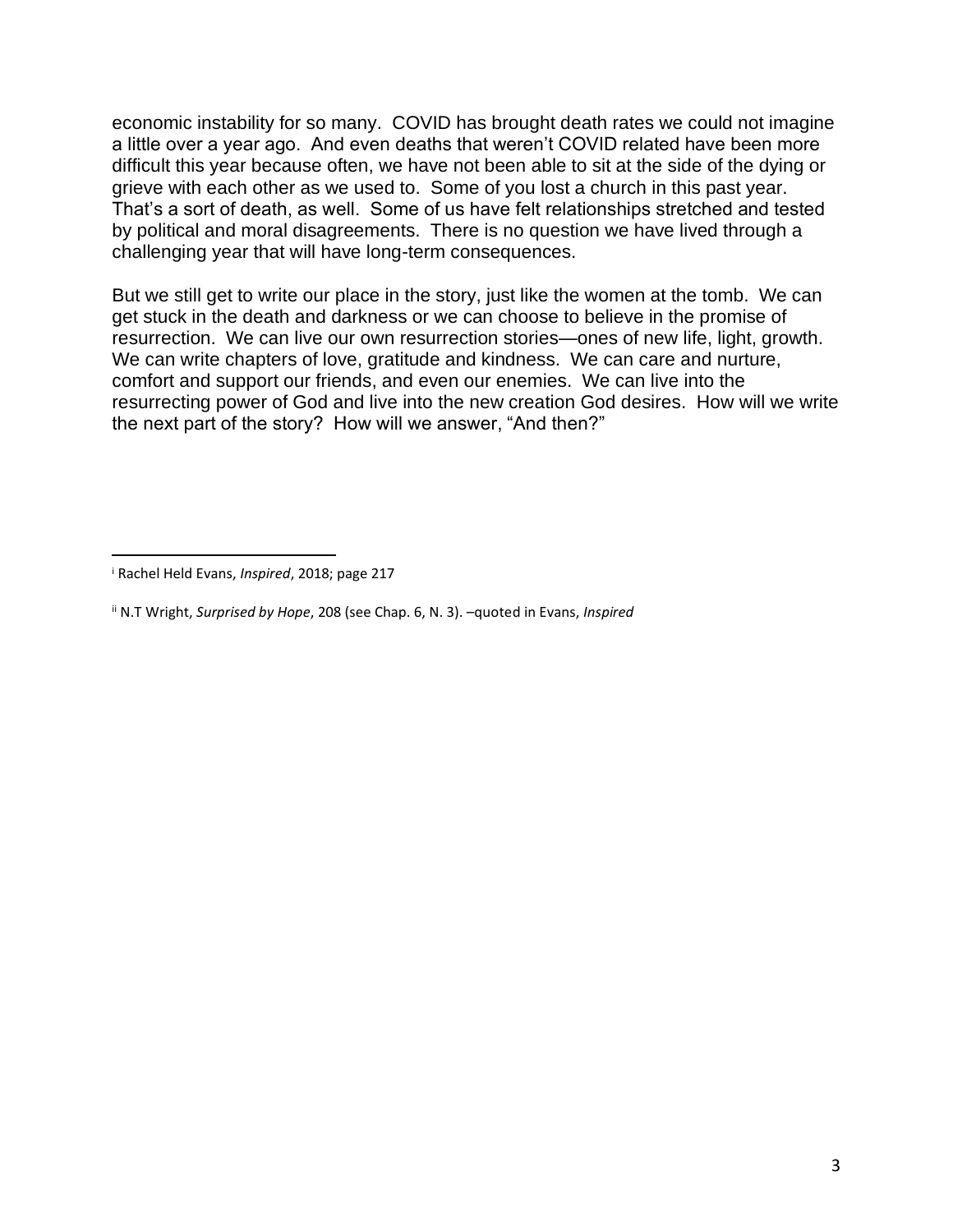economic instability for so many. COVID has brought death rates we could not imagine a little over a year ago. And even deaths that weren't COVID related have been more difficult this year because often, we have not been able to sit at the side of the dying or grieve with each other as we used to. Some of you lost a church in this past year. That's a sort of death, as well. Some of us have felt relationships stretched and tested by political and moral disagreements. There is no question we have lived through a challenging year that will have long-term consequences.

But we still get to write our place in the story, just like the women at the tomb. We can get stuck in the death and darkness or we can choose to believe in the promise of resurrection. We can live our own resurrection stories—ones of new life, light, growth. We can write chapters of love, gratitude and kindness. We can care and nurture, comfort and support our friends, and even our enemies. We can live into the resurrecting power of God and live into the new creation God desires. How will we write the next part of the story? How will we answer, "And then?"

---

[i] Rachel Held Evans, *Inspired*, 2018; page 217

[ii] N.T Wright, *Surprised by Hope*, 208 (see Chap. 6, N. 3). –quoted in Evans, *Inspired*